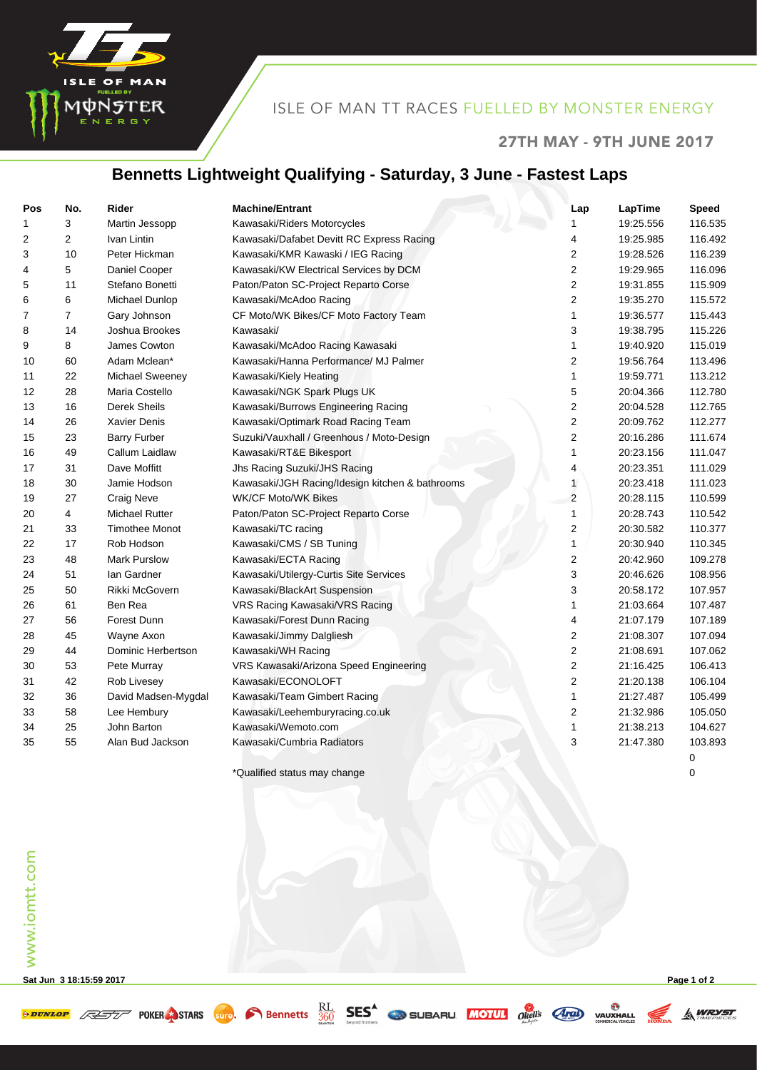ISLE OF MAN TT RACES FUELLED BY MONSTER ENERGY

27TH MAY - 9TH JUNE 2017

# Bennetts Lightweight Qualifying - Saturday, 3 June - Fastest Laps

| Pos | No. | Rider | Machine/Entrant | Lap | LapTime | Speed |
|---|---|---|---|---|---|---|
| 1 | 3 | Martin Jessopp | Kawasaki/Riders Motorcycles | 1 | 19:25.556 | 116.535 |
| 2 | 2 | Ivan Lintin | Kawasaki/Dafabet Devitt RC Express Racing | 4 | 19:25.985 | 116.492 |
| 3 | 10 | Peter Hickman | Kawasaki/KMR Kawaski / IEG Racing | 2 | 19:28.526 | 116.239 |
| 4 | 5 | Daniel Cooper | Kawasaki/KW Electrical Services by DCM | 2 | 19:29.965 | 116.096 |
| 5 | 11 | Stefano Bonetti | Paton/Paton SC-Project Reparto Corse | 2 | 19:31.855 | 115.909 |
| 6 | 6 | Michael Dunlop | Kawasaki/McAdoo Racing | 2 | 19:35.270 | 115.572 |
| 7 | 7 | Gary Johnson | CF Moto/WK Bikes/CF Moto Factory Team | 1 | 19:36.577 | 115.443 |
| 8 | 14 | Joshua Brookes | Kawasaki/ | 3 | 19:38.795 | 115.226 |
| 9 | 8 | James Cowton | Kawasaki/McAdoo Racing Kawasaki | 1 | 19:40.920 | 115.019 |
| 10 | 60 | Adam Mclean* | Kawasaki/Hanna Performance/ MJ Palmer | 2 | 19:56.764 | 113.496 |
| 11 | 22 | Michael Sweeney | Kawasaki/Kiely Heating | 1 | 19:59.771 | 113.212 |
| 12 | 28 | Maria Costello | Kawasaki/NGK Spark Plugs UK | 5 | 20:04.366 | 112.780 |
| 13 | 16 | Derek Sheils | Kawasaki/Burrows Engineering Racing | 2 | 20:04.528 | 112.765 |
| 14 | 26 | Xavier Denis | Kawasaki/Optimark Road Racing Team | 2 | 20:09.762 | 112.277 |
| 15 | 23 | Barry Furber | Suzuki/Vauxhall / Greenhous / Moto-Design | 2 | 20:16.286 | 111.674 |
| 16 | 49 | Callum Laidlaw | Kawasaki/RT&E Bikesport | 1 | 20:23.156 | 111.047 |
| 17 | 31 | Dave Moffitt | Jhs Racing Suzuki/JHS Racing | 4 | 20:23.351 | 111.029 |
| 18 | 30 | Jamie Hodson | Kawasaki/JGH Racing/Idesign kitchen & bathrooms | 1 | 20:23.418 | 111.023 |
| 19 | 27 | Craig Neve | WK/CF Moto/WK Bikes | 2 | 20:28.115 | 110.599 |
| 20 | 4 | Michael Rutter | Paton/Paton SC-Project Reparto Corse | 1 | 20:28.743 | 110.542 |
| 21 | 33 | Timothee Monot | Kawasaki/TC racing | 2 | 20:30.582 | 110.377 |
| 22 | 17 | Rob Hodson | Kawasaki/CMS / SB Tuning | 1 | 20:30.940 | 110.345 |
| 23 | 48 | Mark Purslow | Kawasaki/ECTA Racing | 2 | 20:42.960 | 109.278 |
| 24 | 51 | Ian Gardner | Kawasaki/Utilergy-Curtis Site Services | 3 | 20:46.626 | 108.956 |
| 25 | 50 | Rikki McGovern | Kawasaki/BlackArt Suspension | 3 | 20:58.172 | 107.957 |
| 26 | 61 | Ben Rea | VRS Racing Kawasaki/VRS Racing | 1 | 21:03.664 | 107.487 |
| 27 | 56 | Forest Dunn | Kawasaki/Forest Dunn Racing | 4 | 21:07.179 | 107.189 |
| 28 | 45 | Wayne Axon | Kawasaki/Jimmy Dalgliesh | 2 | 21:08.307 | 107.094 |
| 29 | 44 | Dominic Herbertson | Kawasaki/WH Racing | 2 | 21:08.691 | 107.062 |
| 30 | 53 | Pete Murray | VRS Kawasaki/Arizona Speed Engineering | 2 | 21:16.425 | 106.413 |
| 31 | 42 | Rob Livesey | Kawasaki/ECONOLOFT | 2 | 21:20.138 | 106.104 |
| 32 | 36 | David Madsen-Mygdal | Kawasaki/Team Gimbert Racing | 1 | 21:27.487 | 105.499 |
| 33 | 58 | Lee Hembury | Kawasaki/Leehemburyracing.co.uk | 2 | 21:32.986 | 105.050 |
| 34 | 25 | John Barton | Kawasaki/Wemoto.com | 1 | 21:38.213 | 104.627 |
| 35 | 55 | Alan Bud Jackson | Kawasaki/Cumbria Radiators | 3 | 21:47.380 | 103.893 |
| | | | | | | 0 |
| | | | *Qualified status may change | | | 0 |

www.iomtt.com

Sat Jun 3 18:15:59 2017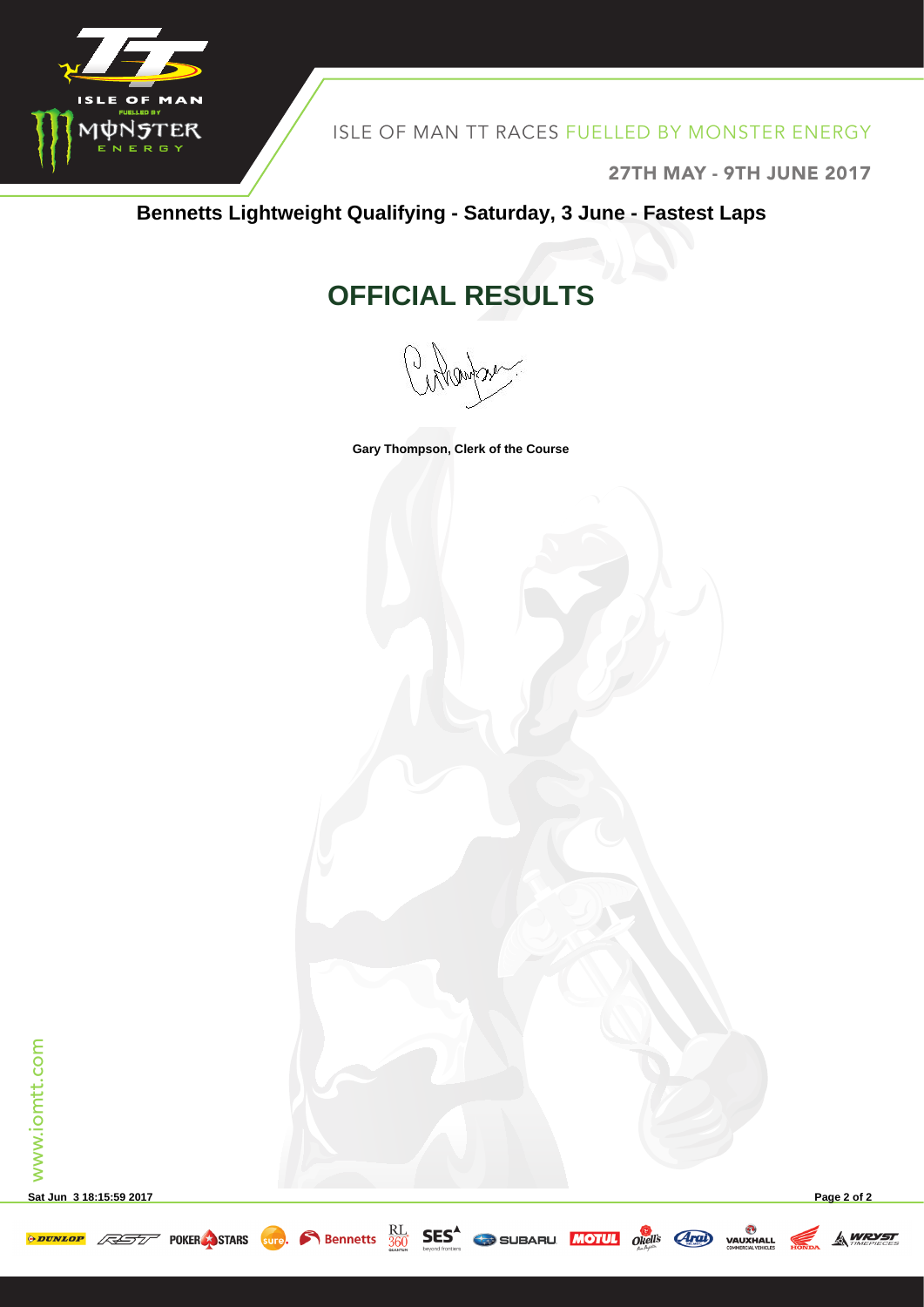## Bennetts Lightweight Qualifying - Saturday, 3 June - Fastest Laps

# OFFICIAL RESULTS

**Gary Thompson, Clerk of the Course**

**Sat Jun 3 18:15:59 2017**